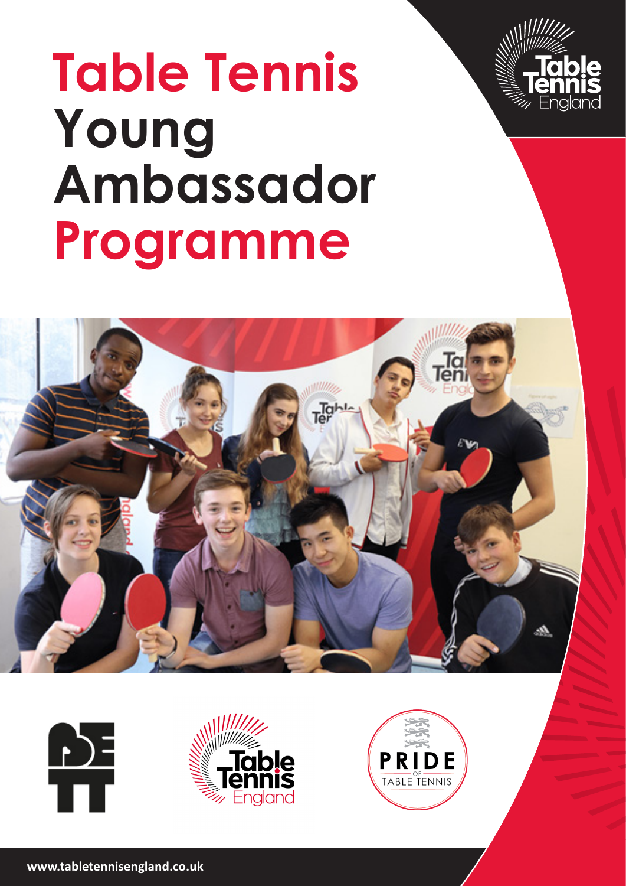# Table Tennis Young Ambassador Programme

www.tabletennisengland.co.uk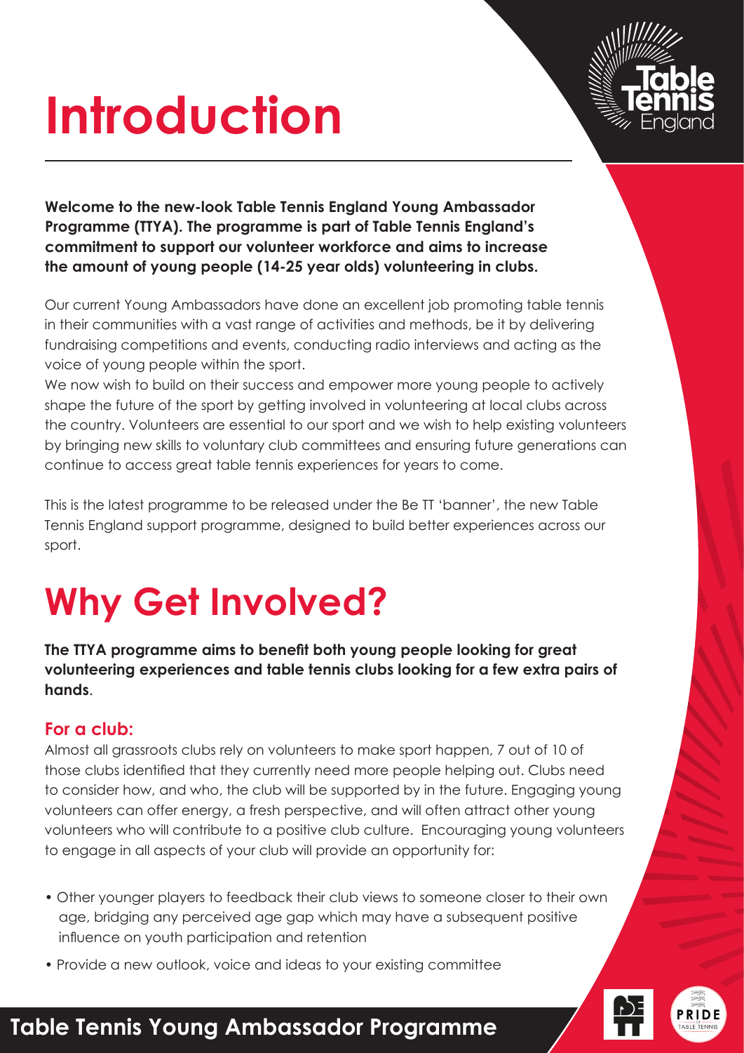# Introduction

**Welcome to the new-look Table Tennis England Young Ambassador Programme (TTYA). The programme is part of Table Tennis England's commitment to support our volunteer workforce and aims to increase the amount of young people (14-25 year olds) volunteering in clubs.**

Our current Young Ambassadors have done an excellent job promoting table tennis in their communities with a vast range of activities and methods, be it by delivering fundraising competitions and events, conducting radio interviews and acting as the voice of young people within the sport.

We now wish to build on their success and empower more young people to actively shape the future of the sport by getting involved in volunteering at local clubs across the country. Volunteers are essential to our sport and we wish to help existing volunteers by bringing new skills to voluntary club committees and ensuring future generations can continue to access great table tennis experiences for years to come.

This is the latest programme to be released under the Be TT 'banner', the new Table Tennis England support programme, designed to build better experiences across our sport.

# Why Get Involved?

**The TTYA programme aims to benefit both young people looking for great volunteering experiences and table tennis clubs looking for a few extra pairs of hands**.

### For a club:

Almost all grassroots clubs rely on volunteers to make sport happen, 7 out of 10 of those clubs identified that they currently need more people helping out. Clubs need to consider how, and who, the club will be supported by in the future. Engaging young volunteers can offer energy, a fresh perspective, and will often attract other young volunteers who will contribute to a positive club culture. Encouraging young volunteers to engage in all aspects of your club will provide an opportunity for:

- Other younger players to feedback their club views to someone closer to their own age, bridging any perceived age gap which may have a subsequent positive influence on youth participation and retention
- Provide a new outlook, voice and ideas to your existing committee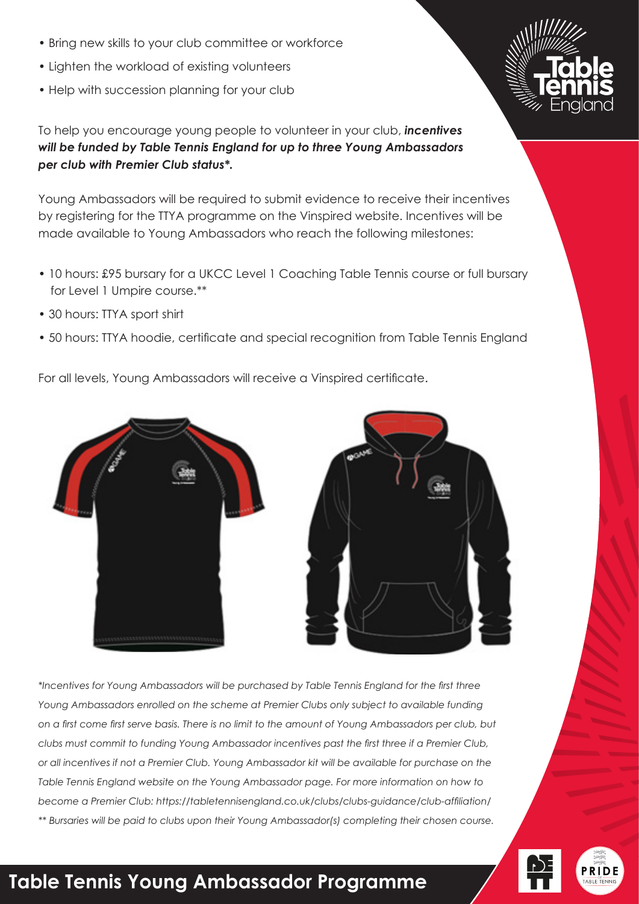- Bring new skills to your club committee or workforce
- Lighten the workload of existing volunteers
- Help with succession planning for your club

To help you encourage young people to volunteer in your club, ***incentives will be funded by Table Tennis England for up to three Young Ambassadors per club with Premier Club status*.***

Young Ambassadors will be required to submit evidence to receive their incentives by registering for the TTYA programme on the Vinspired website. Incentives will be made available to Young Ambassadors who reach the following milestones:

- 10 hours: £95 bursary for a UKCC Level 1 Coaching Table Tennis course or full bursary for Level 1 Umpire course.**
- 30 hours: TTYA sport shirt
- 50 hours: TTYA hoodie, certificate and special recognition from Table Tennis England

For all levels, Young Ambassadors will receive a Vinspired certificate.

*\*Incentives for Young Ambassadors will be purchased by Table Tennis England for the first three Young Ambassadors enrolled on the scheme at Premier Clubs only subject to available funding on a first come first serve basis. There is no limit to the amount of Young Ambassadors per club, but clubs must commit to funding Young Ambassador incentives past the first three if a Premier Club, or all incentives if not a Premier Club. Young Ambassador kit will be available for purchase on the Table Tennis England website on the Young Ambassador page. For more information on how to become a Premier Club: https://tabletennisengland.co.uk/clubs/clubs-guidance/club-affiliation/*

*\*\* Bursaries will be paid to clubs upon their Young Ambassador(s) completing their chosen course.*

## Table Tennis Young Ambassador Programme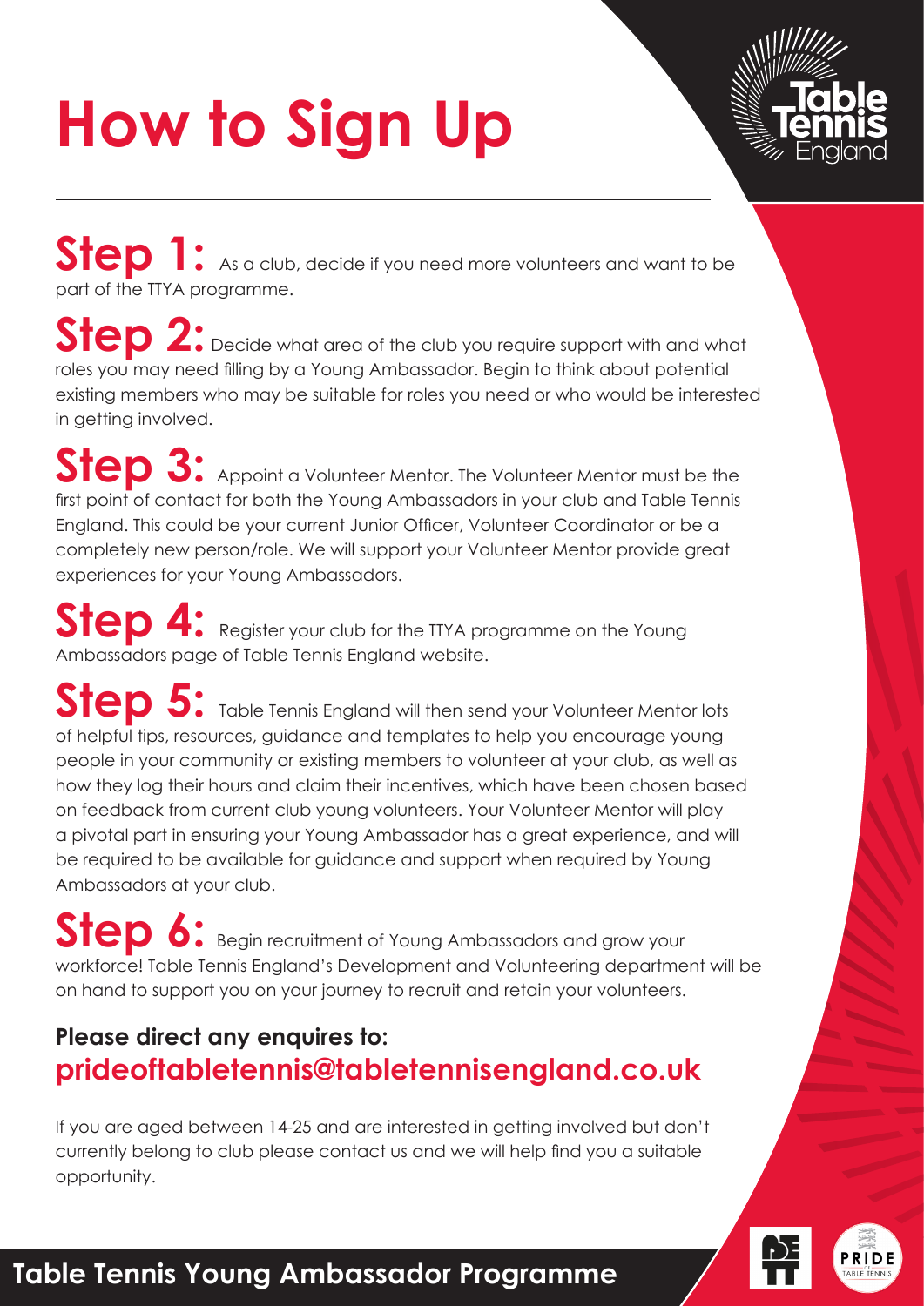# How to Sign Up

**Step 1:** As a club, decide if you need more volunteers and want to be part of the TTYA programme.

**Step 2:** Decide what area of the club you require support with and what roles you may need filling by a Young Ambassador. Begin to think about potential existing members who may be suitable for roles you need or who would be interested in getting involved.

**Step 3:** Appoint a Volunteer Mentor. The Volunteer Mentor must be the first point of contact for both the Young Ambassadors in your club and Table Tennis England. This could be your current Junior Officer, Volunteer Coordinator or be a completely new person/role. We will support your Volunteer Mentor provide great experiences for your Young Ambassadors.

**Step 4:** Register your club for the TTYA programme on the Young Ambassadors page of Table Tennis England website.

**Step 5:** Table Tennis England will then send your Volunteer Mentor lots of helpful tips, resources, guidance and templates to help you encourage young people in your community or existing members to volunteer at your club, as well as how they log their hours and claim their incentives, which have been chosen based on feedback from current club young volunteers. Your Volunteer Mentor will play a pivotal part in ensuring your Young Ambassador has a great experience, and will be required to be available for guidance and support when required by Young Ambassadors at your club.

**Step 6:** Begin recruitment of Young Ambassadors and grow your workforce! Table Tennis England's Development and Volunteering department will be on hand to support you on your journey to recruit and retain your volunteers.

**Please direct any enquires to:**
**prideoftabletennis@tabletennisengland.co.uk**

If you are aged between 14-25 and are interested in getting involved but don't currently belong to club please contact us and we will help find you a suitable opportunity.

**Table Tennis Young Ambassador Programme**